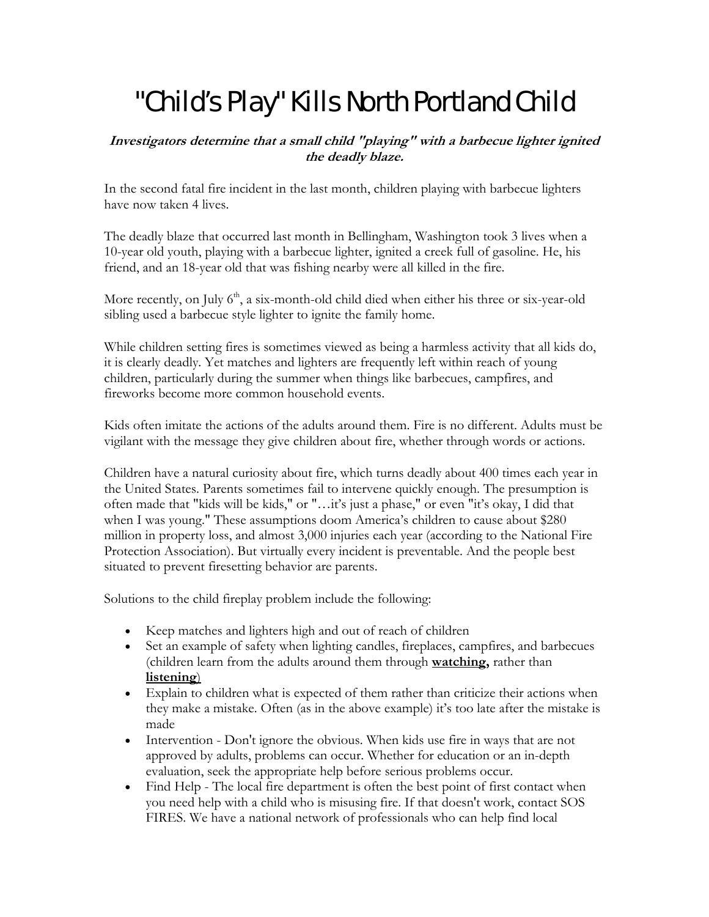# "Child's Play" Kills North Portland Child

***Investigators determine that a small child "playing" with a barbecue lighter ignited the deadly blaze.***

In the second fatal fire incident in the last month, children playing with barbecue lighters have now taken 4 lives.

The deadly blaze that occurred last month in Bellingham, Washington took 3 lives when a 10-year old youth, playing with a barbecue lighter, ignited a creek full of gasoline. He, his friend, and an 18-year old that was fishing nearby were all killed in the fire.

More recently, on July 6th, a six-month-old child died when either his three or six-year-old sibling used a barbecue style lighter to ignite the family home.

While children setting fires is sometimes viewed as being a harmless activity that all kids do, it is clearly deadly. Yet matches and lighters are frequently left within reach of young children, particularly during the summer when things like barbecues, campfires, and fireworks become more common household events.

Kids often imitate the actions of the adults around them. Fire is no different. Adults must be vigilant with the message they give children about fire, whether through words or actions.

Children have a natural curiosity about fire, which turns deadly about 400 times each year in the United States. Parents sometimes fail to intervene quickly enough. The presumption is often made that "kids will be kids," or "…it's just a phase," or even "it's okay, I did that when I was young." These assumptions doom America's children to cause about $280 million in property loss, and almost 3,000 injuries each year (according to the National Fire Protection Association). But virtually every incident is preventable. And the people best situated to prevent firesetting behavior are parents.

Solutions to the child fireplay problem include the following:

- Keep matches and lighters high and out of reach of children
- Set an example of safety when lighting candles, fireplaces, campfires, and barbecues (children learn from the adults around them through **watching,** rather than **listening**)
- Explain to children what is expected of them rather than criticize their actions when they make a mistake. Often (as in the above example) it's too late after the mistake is made
- Intervention - Don't ignore the obvious. When kids use fire in ways that are not approved by adults, problems can occur. Whether for education or an in-depth evaluation, seek the appropriate help before serious problems occur.
- Find Help - The local fire department is often the best point of first contact when you need help with a child who is misusing fire. If that doesn't work, contact SOS FIRES. We have a national network of professionals who can help find local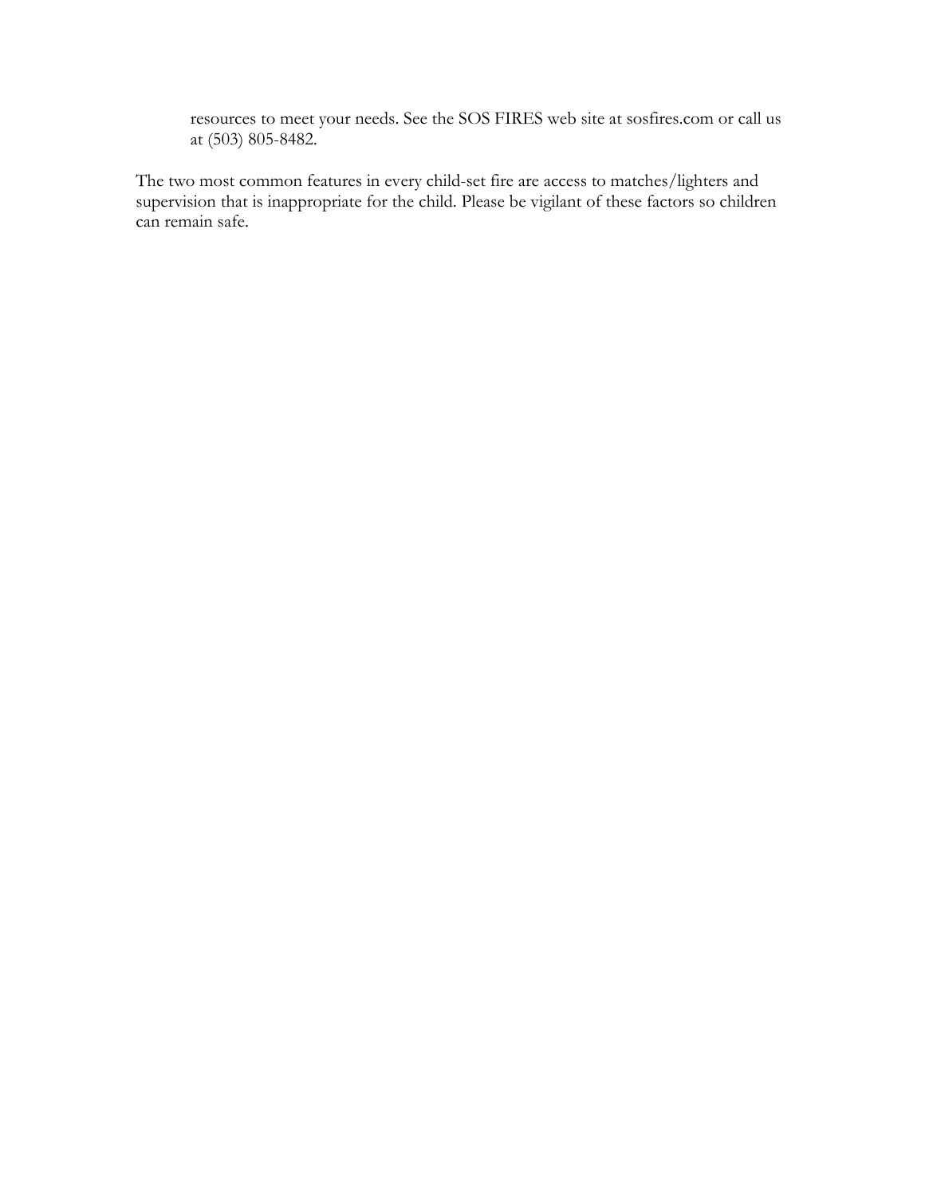resources to meet your needs. See the SOS FIRES web site at sosfires.com or call us at (503) 805-8482.

The two most common features in every child-set fire are access to matches/lighters and supervision that is inappropriate for the child. Please be vigilant of these factors so children can remain safe.